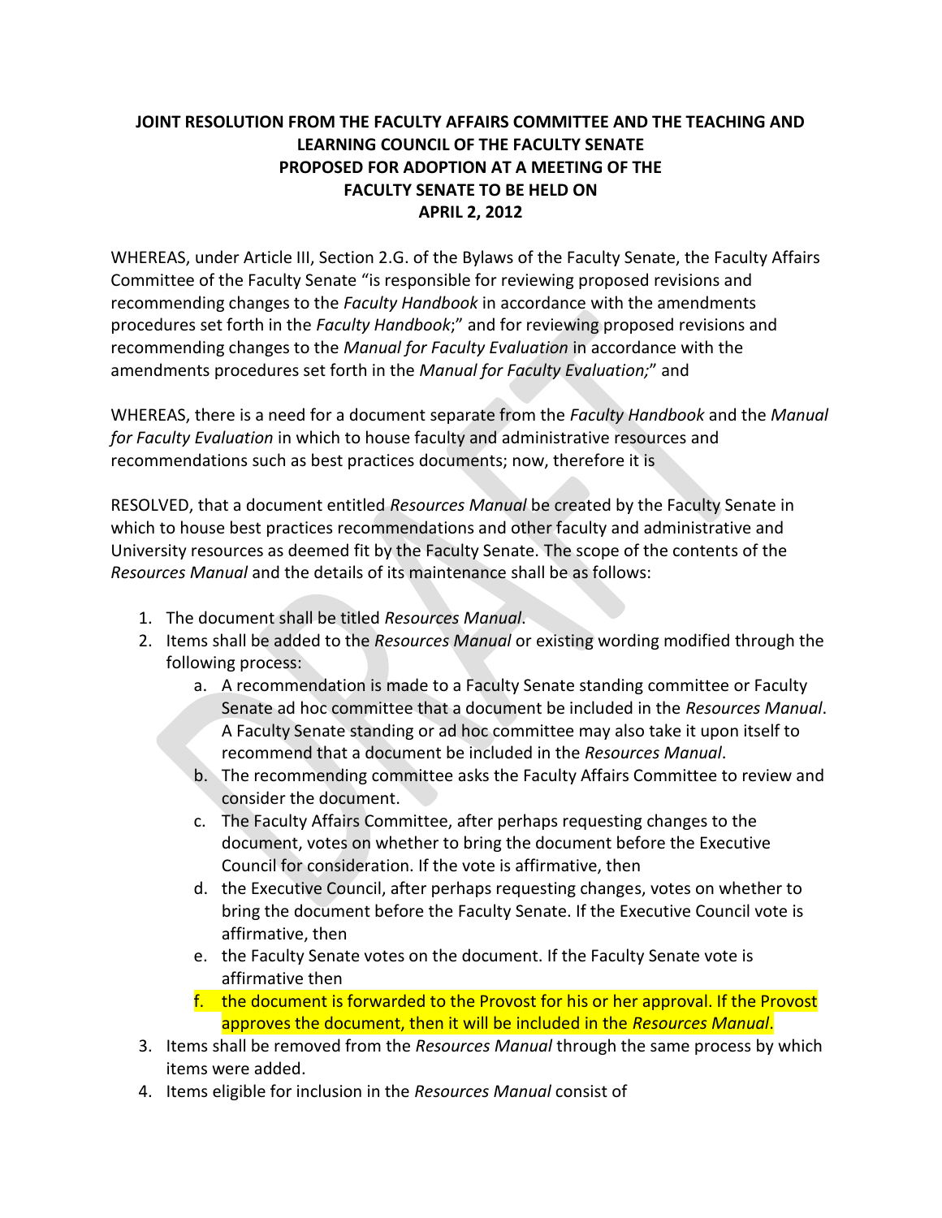**JOINT RESOLUTION FROM THE FACULTY AFFAIRS COMMITTEE AND THE TEACHING AND LEARNING COUNCIL OF THE FACULTY SENATE PROPOSED FOR ADOPTION AT A MEETING OF THE FACULTY SENATE TO BE HELD ON APRIL 2, 2012**

WHEREAS, under Article III, Section 2.G. of the Bylaws of the Faculty Senate, the Faculty Affairs Committee of the Faculty Senate "is responsible for reviewing proposed revisions and recommending changes to the *Faculty Handbook* in accordance with the amendments procedures set forth in the *Faculty Handbook*;" and for reviewing proposed revisions and recommending changes to the *Manual for Faculty Evaluation* in accordance with the amendments procedures set forth in the *Manual for Faculty Evaluation;*" and

WHEREAS, there is a need for a document separate from the *Faculty Handbook* and the *Manual for Faculty Evaluation* in which to house faculty and administrative resources and recommendations such as best practices documents; now, therefore it is

RESOLVED, that a document entitled *Resources Manual* be created by the Faculty Senate in which to house best practices recommendations and other faculty and administrative and University resources as deemed fit by the Faculty Senate. The scope of the contents of the *Resources Manual* and the details of its maintenance shall be as follows:

1. The document shall be titled *Resources Manual*.
2. Items shall be added to the *Resources Manual* or existing wording modified through the following process:
   a. A recommendation is made to a Faculty Senate standing committee or Faculty Senate ad hoc committee that a document be included in the *Resources Manual*. A Faculty Senate standing or ad hoc committee may also take it upon itself to recommend that a document be included in the *Resources Manual*.
   b. The recommending committee asks the Faculty Affairs Committee to review and consider the document.
   c. The Faculty Affairs Committee, after perhaps requesting changes to the document, votes on whether to bring the document before the Executive Council for consideration. If the vote is affirmative, then
   d. the Executive Council, after perhaps requesting changes, votes on whether to bring the document before the Faculty Senate. If the Executive Council vote is affirmative, then
   e. the Faculty Senate votes on the document. If the Faculty Senate vote is affirmative then
   f. the document is forwarded to the Provost for his or her approval. If the Provost approves the document, then it will be included in the *Resources Manual*.
3. Items shall be removed from the *Resources Manual* through the same process by which items were added.
4. Items eligible for inclusion in the *Resources Manual* consist of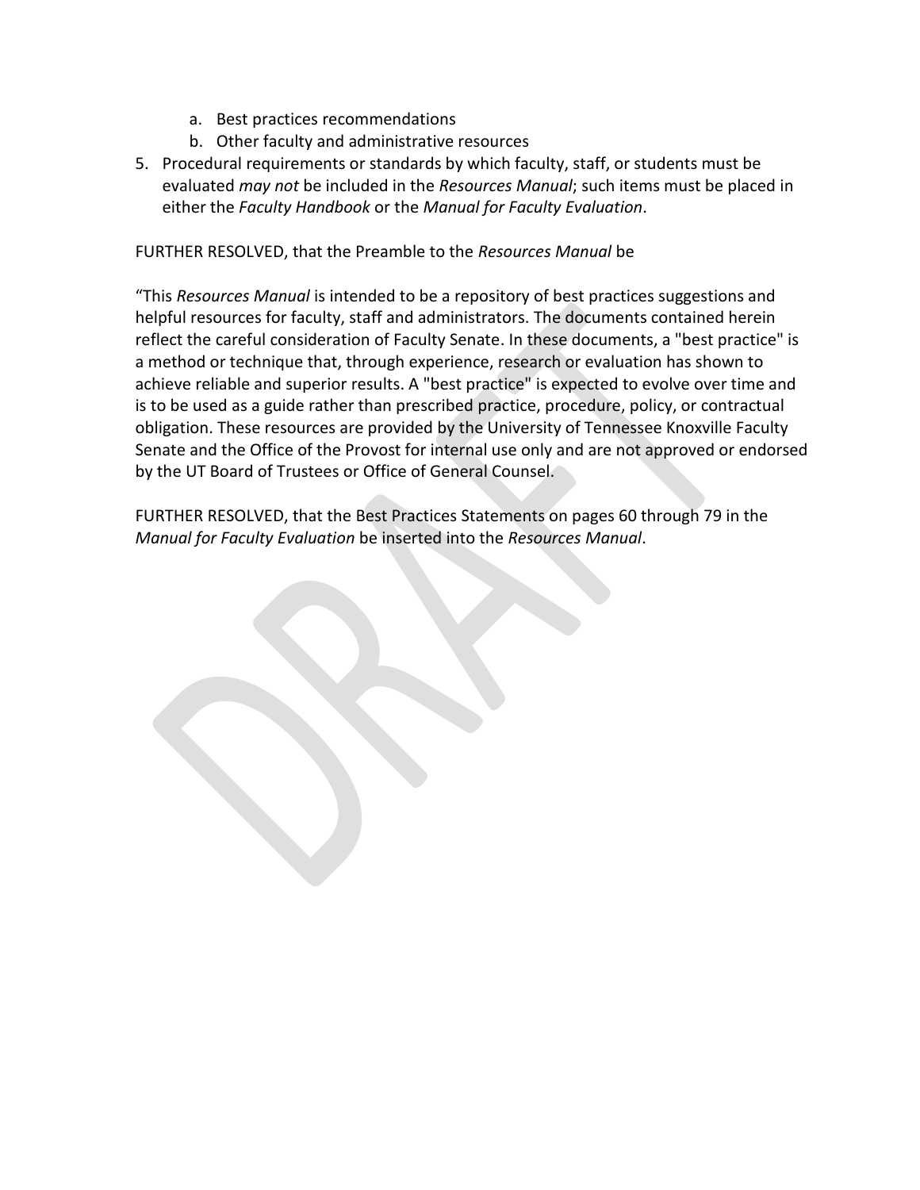a. Best practices recommendations
   b. Other faculty and administrative resources

5. Procedural requirements or standards by which faculty, staff, or students must be evaluated *may not* be included in the *Resources Manual*; such items must be placed in either the *Faculty Handbook* or the *Manual for Faculty Evaluation*.

FURTHER RESOLVED, that the Preamble to the *Resources Manual* be

"This *Resources Manual* is intended to be a repository of best practices suggestions and helpful resources for faculty, staff and administrators. The documents contained herein reflect the careful consideration of Faculty Senate. In these documents, a "best practice" is a method or technique that, through experience, research or evaluation has shown to achieve reliable and superior results. A "best practice" is expected to evolve over time and is to be used as a guide rather than prescribed practice, procedure, policy, or contractual obligation. These resources are provided by the University of Tennessee Knoxville Faculty Senate and the Office of the Provost for internal use only and are not approved or endorsed by the UT Board of Trustees or Office of General Counsel.

FURTHER RESOLVED, that the Best Practices Statements on pages 60 through 79 in the *Manual for Faculty Evaluation* be inserted into the *Resources Manual*.